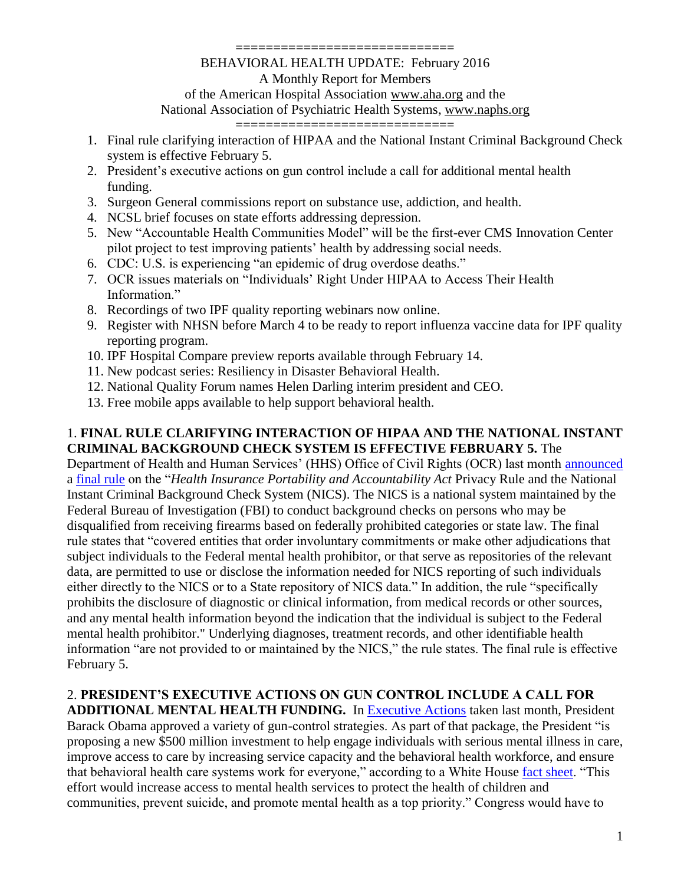============================

BEHAVIORAL HEALTH UPDATE: February 2016

A Monthly Report for Members

of the American Hospital Association www.aha.org and the

National Association of Psychiatric Health Systems, www.naphs.org

============================

1. Final rule clarifying interaction of HIPAA and the National Instant Criminal Background Check system is effective February 5.
2. President's executive actions on gun control include a call for additional mental health funding.
3. Surgeon General commissions report on substance use, addiction, and health.
4. NCSL brief focuses on state efforts addressing depression.
5. New "Accountable Health Communities Model" will be the first-ever CMS Innovation Center pilot project to test improving patients' health by addressing social needs.
6. CDC: U.S. is experiencing "an epidemic of drug overdose deaths."
7. OCR issues materials on "Individuals' Right Under HIPAA to Access Their Health Information."
8. Recordings of two IPF quality reporting webinars now online.
9. Register with NHSN before March 4 to be ready to report influenza vaccine data for IPF quality reporting program.
10. IPF Hospital Compare preview reports available through February 14.
11. New podcast series: Resiliency in Disaster Behavioral Health.
12. National Quality Forum names Helen Darling interim president and CEO.
13. Free mobile apps available to help support behavioral health.

1. **FINAL RULE CLARIFYING INTERACTION OF HIPAA AND THE NATIONAL INSTANT CRIMINAL BACKGROUND CHECK SYSTEM IS EFFECTIVE FEBRUARY 5.** The Department of Health and Human Services' (HHS) Office of Civil Rights (OCR) last month announced a final rule on the "*Health Insurance Portability and Accountability Act* Privacy Rule and the National Instant Criminal Background Check System (NICS). The NICS is a national system maintained by the Federal Bureau of Investigation (FBI) to conduct background checks on persons who may be disqualified from receiving firearms based on federally prohibited categories or state law. The final rule states that "covered entities that order involuntary commitments or make other adjudications that subject individuals to the Federal mental health prohibitor, or that serve as repositories of the relevant data, are permitted to use or disclose the information needed for NICS reporting of such individuals either directly to the NICS or to a State repository of NICS data." In addition, the rule "specifically prohibits the disclosure of diagnostic or clinical information, from medical records or other sources, and any mental health information beyond the indication that the individual is subject to the Federal mental health prohibitor." Underlying diagnoses, treatment records, and other identifiable health information "are not provided to or maintained by the NICS," the rule states. The final rule is effective February 5.

2. **PRESIDENT'S EXECUTIVE ACTIONS ON GUN CONTROL INCLUDE A CALL FOR ADDITIONAL MENTAL HEALTH FUNDING.** In Executive Actions taken last month, President Barack Obama approved a variety of gun-control strategies. As part of that package, the President "is proposing a new $500 million investment to help engage individuals with serious mental illness in care, improve access to care by increasing service capacity and the behavioral health workforce, and ensure that behavioral health care systems work for everyone," according to a White House fact sheet. "This effort would increase access to mental health services to protect the health of children and communities, prevent suicide, and promote mental health as a top priority." Congress would have to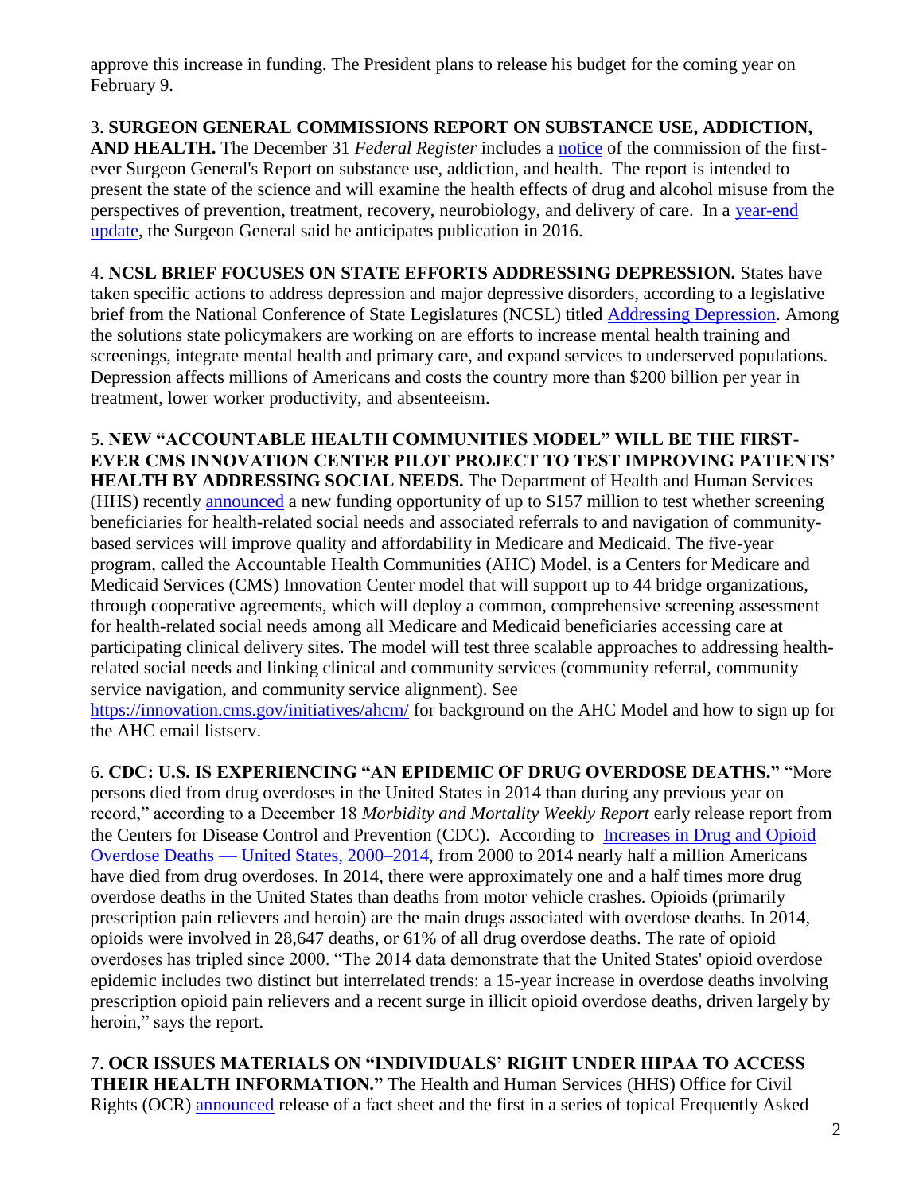approve this increase in funding. The President plans to release his budget for the coming year on February 9.

3. **SURGEON GENERAL COMMISSIONS REPORT ON SUBSTANCE USE, ADDICTION, AND HEALTH.** The December 31 *Federal Register* includes a notice of the commission of the first-ever Surgeon General's Report on substance use, addiction, and health. The report is intended to present the state of the science and will examine the health effects of drug and alcohol misuse from the perspectives of prevention, treatment, recovery, neurobiology, and delivery of care. In a year-end update, the Surgeon General said he anticipates publication in 2016.

4. **NCSL BRIEF FOCUSES ON STATE EFFORTS ADDRESSING DEPRESSION.** States have taken specific actions to address depression and major depressive disorders, according to a legislative brief from the National Conference of State Legislatures (NCSL) titled Addressing Depression. Among the solutions state policymakers are working on are efforts to increase mental health training and screenings, integrate mental health and primary care, and expand services to underserved populations. Depression affects millions of Americans and costs the country more than $200 billion per year in treatment, lower worker productivity, and absenteeism.

5. **NEW "ACCOUNTABLE HEALTH COMMUNITIES MODEL" WILL BE THE FIRST-EVER CMS INNOVATION CENTER PILOT PROJECT TO TEST IMPROVING PATIENTS' HEALTH BY ADDRESSING SOCIAL NEEDS.** The Department of Health and Human Services (HHS) recently announced a new funding opportunity of up to $157 million to test whether screening beneficiaries for health-related social needs and associated referrals to and navigation of community-based services will improve quality and affordability in Medicare and Medicaid. The five-year program, called the Accountable Health Communities (AHC) Model, is a Centers for Medicare and Medicaid Services (CMS) Innovation Center model that will support up to 44 bridge organizations, through cooperative agreements, which will deploy a common, comprehensive screening assessment for health-related social needs among all Medicare and Medicaid beneficiaries accessing care at participating clinical delivery sites. The model will test three scalable approaches to addressing health-related social needs and linking clinical and community services (community referral, community service navigation, and community service alignment). See https://innovation.cms.gov/initiatives/ahcm/ for background on the AHC Model and how to sign up for the AHC email listserv.

6. **CDC: U.S. IS EXPERIENCING "AN EPIDEMIC OF DRUG OVERDOSE DEATHS."** "More persons died from drug overdoses in the United States in 2014 than during any previous year on record," according to a December 18 *Morbidity and Mortality Weekly Report* early release report from the Centers for Disease Control and Prevention (CDC). According to Increases in Drug and Opioid Overdose Deaths — United States, 2000–2014, from 2000 to 2014 nearly half a million Americans have died from drug overdoses. In 2014, there were approximately one and a half times more drug overdose deaths in the United States than deaths from motor vehicle crashes. Opioids (primarily prescription pain relievers and heroin) are the main drugs associated with overdose deaths. In 2014, opioids were involved in 28,647 deaths, or 61% of all drug overdose deaths. The rate of opioid overdoses has tripled since 2000. "The 2014 data demonstrate that the United States' opioid overdose epidemic includes two distinct but interrelated trends: a 15-year increase in overdose deaths involving prescription opioid pain relievers and a recent surge in illicit opioid overdose deaths, driven largely by heroin," says the report.

7. **OCR ISSUES MATERIALS ON "INDIVIDUALS' RIGHT UNDER HIPAA TO ACCESS THEIR HEALTH INFORMATION."** The Health and Human Services (HHS) Office for Civil Rights (OCR) announced release of a fact sheet and the first in a series of topical Frequently Asked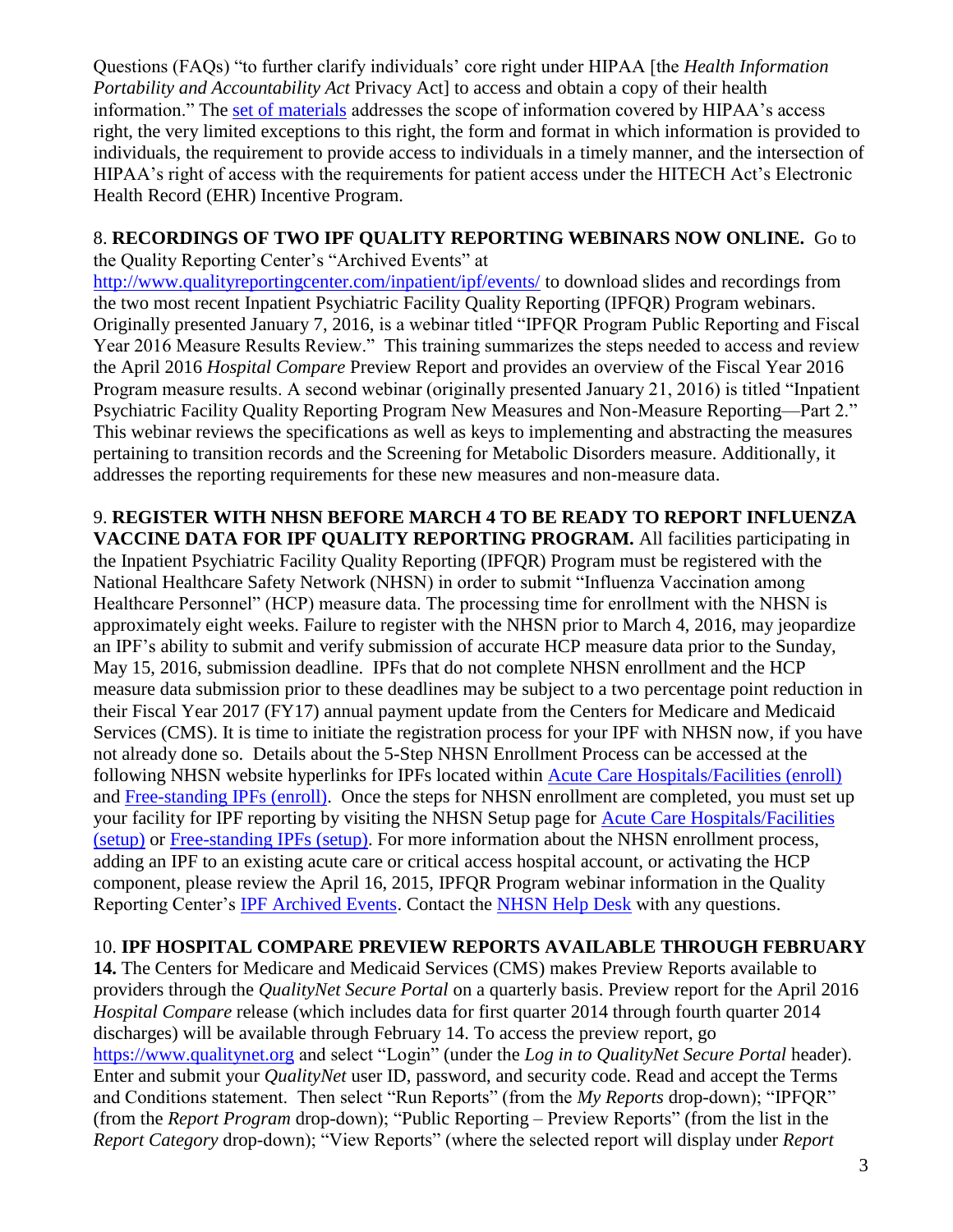Questions (FAQs) "to further clarify individuals' core right under HIPAA [the *Health Information Portability and Accountability Act* Privacy Act] to access and obtain a copy of their health information." The set of materials addresses the scope of information covered by HIPAA's access right, the very limited exceptions to this right, the form and format in which information is provided to individuals, the requirement to provide access to individuals in a timely manner, and the intersection of HIPAA's right of access with the requirements for patient access under the HITECH Act's Electronic Health Record (EHR) Incentive Program.

8. **RECORDINGS OF TWO IPF QUALITY REPORTING WEBINARS NOW ONLINE.** Go to the Quality Reporting Center's "Archived Events" at http://www.qualityreportingcenter.com/inpatient/ipf/events/ to download slides and recordings from the two most recent Inpatient Psychiatric Facility Quality Reporting (IPFQR) Program webinars. Originally presented January 7, 2016, is a webinar titled "IPFQR Program Public Reporting and Fiscal Year 2016 Measure Results Review." This training summarizes the steps needed to access and review the April 2016 *Hospital Compare* Preview Report and provides an overview of the Fiscal Year 2016 Program measure results. A second webinar (originally presented January 21, 2016) is titled "Inpatient Psychiatric Facility Quality Reporting Program New Measures and Non-Measure Reporting—Part 2." This webinar reviews the specifications as well as keys to implementing and abstracting the measures pertaining to transition records and the Screening for Metabolic Disorders measure. Additionally, it addresses the reporting requirements for these new measures and non-measure data.

9. **REGISTER WITH NHSN BEFORE MARCH 4 TO BE READY TO REPORT INFLUENZA VACCINE DATA FOR IPF QUALITY REPORTING PROGRAM.** All facilities participating in the Inpatient Psychiatric Facility Quality Reporting (IPFQR) Program must be registered with the National Healthcare Safety Network (NHSN) in order to submit "Influenza Vaccination among Healthcare Personnel" (HCP) measure data. The processing time for enrollment with the NHSN is approximately eight weeks. Failure to register with the NHSN prior to March 4, 2016, may jeopardize an IPF's ability to submit and verify submission of accurate HCP measure data prior to the Sunday, May 15, 2016, submission deadline. IPFs that do not complete NHSN enrollment and the HCP measure data submission prior to these deadlines may be subject to a two percentage point reduction in their Fiscal Year 2017 (FY17) annual payment update from the Centers for Medicare and Medicaid Services (CMS). It is time to initiate the registration process for your IPF with NHSN now, if you have not already done so. Details about the 5-Step NHSN Enrollment Process can be accessed at the following NHSN website hyperlinks for IPFs located within Acute Care Hospitals/Facilities (enroll) and Free-standing IPFs (enroll). Once the steps for NHSN enrollment are completed, you must set up your facility for IPF reporting by visiting the NHSN Setup page for Acute Care Hospitals/Facilities (setup) or Free-standing IPFs (setup). For more information about the NHSN enrollment process, adding an IPF to an existing acute care or critical access hospital account, or activating the HCP component, please review the April 16, 2015, IPFQR Program webinar information in the Quality Reporting Center's IPF Archived Events. Contact the NHSN Help Desk with any questions.

10. **IPF HOSPITAL COMPARE PREVIEW REPORTS AVAILABLE THROUGH FEBRUARY 14.** The Centers for Medicare and Medicaid Services (CMS) makes Preview Reports available to providers through the *QualityNet Secure Portal* on a quarterly basis. Preview report for the April 2016 *Hospital Compare* release (which includes data for first quarter 2014 through fourth quarter 2014 discharges) will be available through February 14. To access the preview report, go https://www.qualitynet.org and select "Login" (under the *Log in to QualityNet Secure Portal* header). Enter and submit your *QualityNet* user ID, password, and security code. Read and accept the Terms and Conditions statement. Then select "Run Reports" (from the *My Reports* drop-down); "IPFQR" (from the *Report Program* drop-down); "Public Reporting – Preview Reports" (from the list in the *Report Category* drop-down); "View Reports" (where the selected report will display under *Report*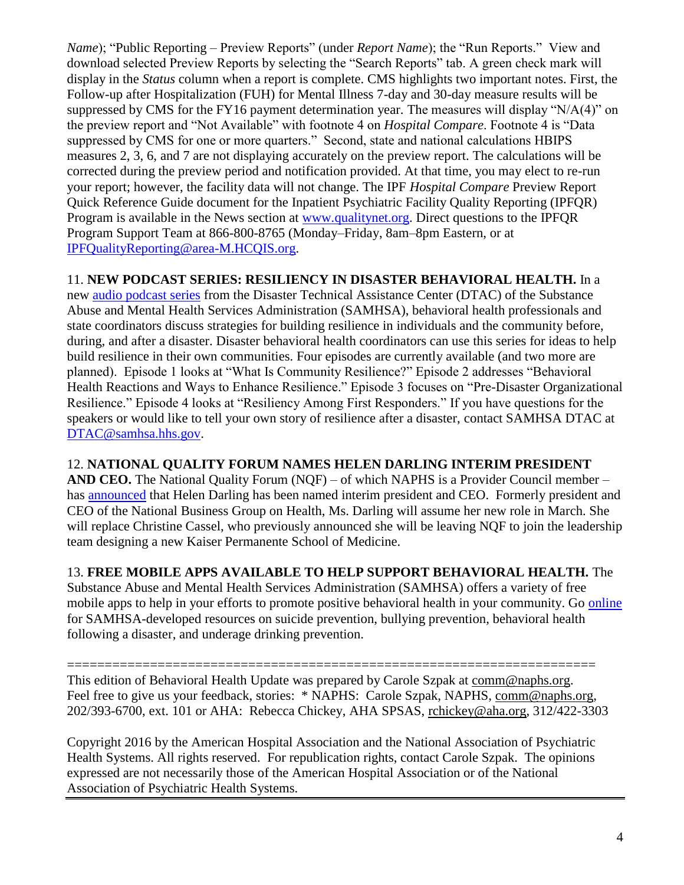*Name*); "Public Reporting – Preview Reports" (under *Report Name*); the "Run Reports." View and download selected Preview Reports by selecting the "Search Reports" tab. A green check mark will display in the *Status* column when a report is complete. CMS highlights two important notes. First, the Follow-up after Hospitalization (FUH) for Mental Illness 7-day and 30-day measure results will be suppressed by CMS for the FY16 payment determination year. The measures will display "N/A(4)" on the preview report and "Not Available" with footnote 4 on *Hospital Compare*. Footnote 4 is "Data suppressed by CMS for one or more quarters." Second, state and national calculations HBIPS measures 2, 3, 6, and 7 are not displaying accurately on the preview report. The calculations will be corrected during the preview period and notification provided. At that time, you may elect to re-run your report; however, the facility data will not change. The IPF *Hospital Compare* Preview Report Quick Reference Guide document for the Inpatient Psychiatric Facility Quality Reporting (IPFQR) Program is available in the News section at www.qualitynet.org. Direct questions to the IPFQR Program Support Team at 866-800-8765 (Monday–Friday, 8am–8pm Eastern, or at IPFQualityReporting@area-M.HCQIS.org.

11. **NEW PODCAST SERIES: RESILIENCY IN DISASTER BEHAVIORAL HEALTH.** In a new audio podcast series from the Disaster Technical Assistance Center (DTAC) of the Substance Abuse and Mental Health Services Administration (SAMHSA), behavioral health professionals and state coordinators discuss strategies for building resilience in individuals and the community before, during, and after a disaster. Disaster behavioral health coordinators can use this series for ideas to help build resilience in their own communities. Four episodes are currently available (and two more are planned). Episode 1 looks at "What Is Community Resilience?" Episode 2 addresses "Behavioral Health Reactions and Ways to Enhance Resilience." Episode 3 focuses on "Pre-Disaster Organizational Resilience." Episode 4 looks at "Resiliency Among First Responders." If you have questions for the speakers or would like to tell your own story of resilience after a disaster, contact SAMHSA DTAC at DTAC@samhsa.hhs.gov.

12. **NATIONAL QUALITY FORUM NAMES HELEN DARLING INTERIM PRESIDENT AND CEO.** The National Quality Forum (NQF) – of which NAPHS is a Provider Council member – has announced that Helen Darling has been named interim president and CEO. Formerly president and CEO of the National Business Group on Health, Ms. Darling will assume her new role in March. She will replace Christine Cassel, who previously announced she will be leaving NQF to join the leadership team designing a new Kaiser Permanente School of Medicine.

13. **FREE MOBILE APPS AVAILABLE TO HELP SUPPORT BEHAVIORAL HEALTH.** The Substance Abuse and Mental Health Services Administration (SAMHSA) offers a variety of free mobile apps to help in your efforts to promote positive behavioral health in your community. Go online for SAMHSA-developed resources on suicide prevention, bullying prevention, behavioral health following a disaster, and underage drinking prevention.

======================================================================

This edition of Behavioral Health Update was prepared by Carole Szpak at comm@naphs.org. Feel free to give us your feedback, stories: * NAPHS: Carole Szpak, NAPHS, comm@naphs.org, 202/393-6700, ext. 101 or AHA: Rebecca Chickey, AHA SPSAS, rchickey@aha.org, 312/422-3303

Copyright 2016 by the American Hospital Association and the National Association of Psychiatric Health Systems. All rights reserved. For republication rights, contact Carole Szpak. The opinions expressed are not necessarily those of the American Hospital Association or of the National Association of Psychiatric Health Systems.